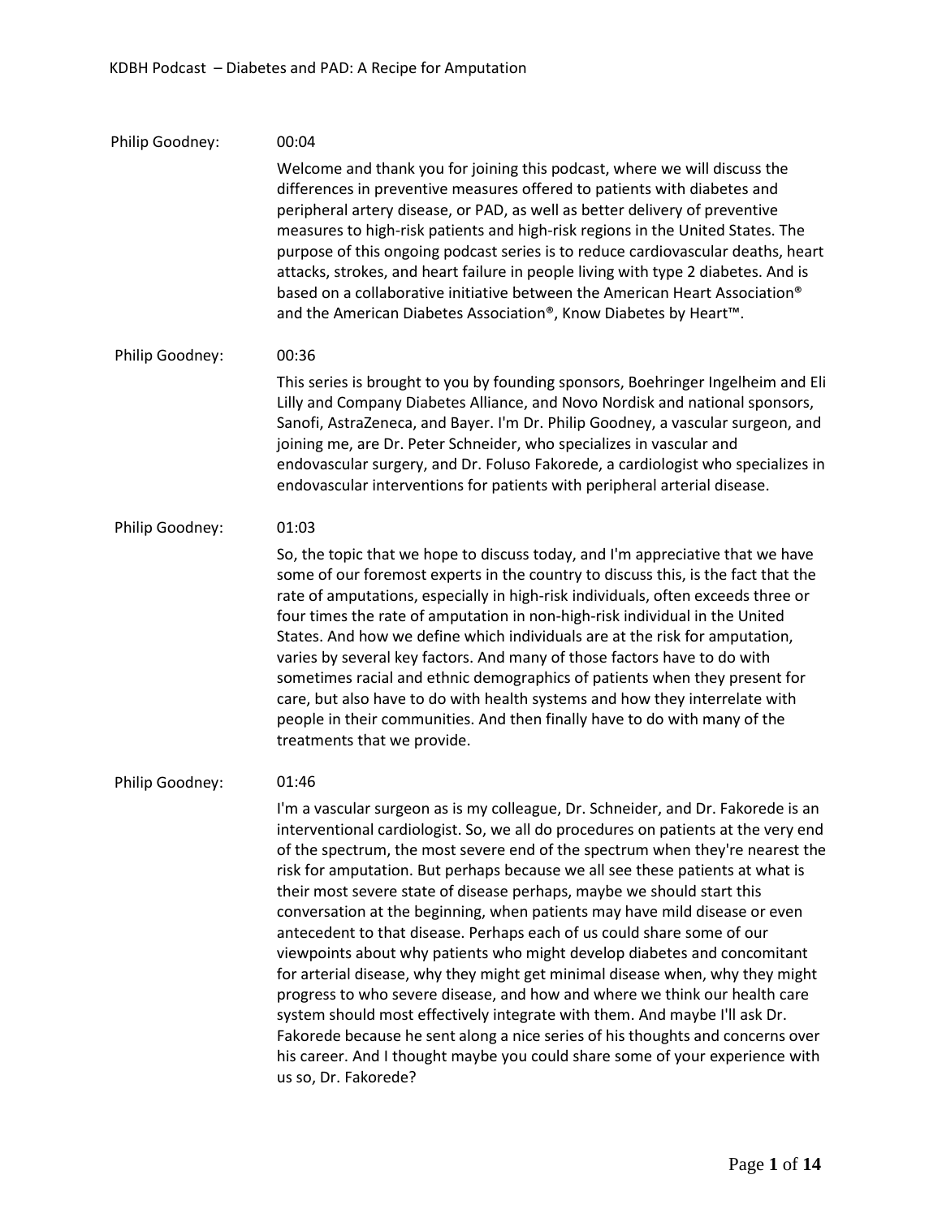Philip Goodney: 00:04

Welcome and thank you for joining this podcast, where we will discuss the differences in preventive measures offered to patients with diabetes and peripheral artery disease, or PAD, as well as better delivery of preventive measures to high-risk patients and high-risk regions in the United States. The purpose of this ongoing podcast series is to reduce cardiovascular deaths, heart attacks, strokes, and heart failure in people living with type 2 diabetes. And is based on a collaborative initiative between the American Heart Association® and the American Diabetes Association®, Know Diabetes by Heart™.

Philip Goodney: 00:36

This series is brought to you by founding sponsors, Boehringer Ingelheim and Eli Lilly and Company Diabetes Alliance, and Novo Nordisk and national sponsors, Sanofi, AstraZeneca, and Bayer. I'm Dr. Philip Goodney, a vascular surgeon, and joining me, are Dr. Peter Schneider, who specializes in vascular and endovascular surgery, and Dr. Foluso Fakorede, a cardiologist who specializes in endovascular interventions for patients with peripheral arterial disease.

Philip Goodney: 01:03

So, the topic that we hope to discuss today, and I'm appreciative that we have some of our foremost experts in the country to discuss this, is the fact that the rate of amputations, especially in high-risk individuals, often exceeds three or four times the rate of amputation in non-high-risk individual in the United States. And how we define which individuals are at the risk for amputation, varies by several key factors. And many of those factors have to do with sometimes racial and ethnic demographics of patients when they present for care, but also have to do with health systems and how they interrelate with people in their communities. And then finally have to do with many of the treatments that we provide.

Philip Goodney: 01:46

I'm a vascular surgeon as is my colleague, Dr. Schneider, and Dr. Fakorede is an interventional cardiologist. So, we all do procedures on patients at the very end of the spectrum, the most severe end of the spectrum when they're nearest the risk for amputation. But perhaps because we all see these patients at what is their most severe state of disease perhaps, maybe we should start this conversation at the beginning, when patients may have mild disease or even antecedent to that disease. Perhaps each of us could share some of our viewpoints about why patients who might develop diabetes and concomitant for arterial disease, why they might get minimal disease when, why they might progress to who severe disease, and how and where we think our health care system should most effectively integrate with them. And maybe I'll ask Dr. Fakorede because he sent along a nice series of his thoughts and concerns over his career. And I thought maybe you could share some of your experience with us so, Dr. Fakorede?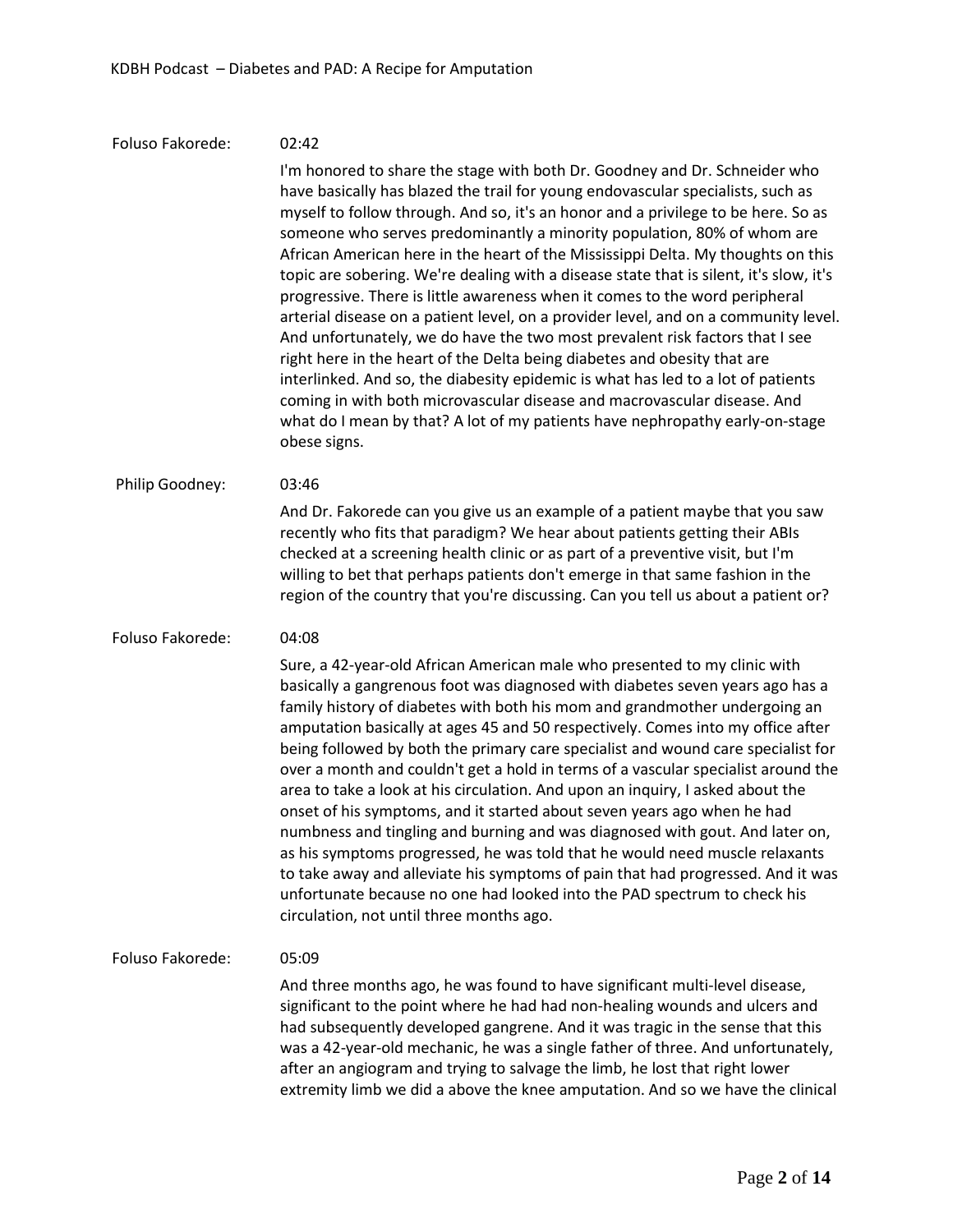Foluso Fakorede: 02:42

I'm honored to share the stage with both Dr. Goodney and Dr. Schneider who have basically has blazed the trail for young endovascular specialists, such as myself to follow through. And so, it's an honor and a privilege to be here. So as someone who serves predominantly a minority population, 80% of whom are African American here in the heart of the Mississippi Delta. My thoughts on this topic are sobering. We're dealing with a disease state that is silent, it's slow, it's progressive. There is little awareness when it comes to the word peripheral arterial disease on a patient level, on a provider level, and on a community level. And unfortunately, we do have the two most prevalent risk factors that I see right here in the heart of the Delta being diabetes and obesity that are interlinked. And so, the diabesity epidemic is what has led to a lot of patients coming in with both microvascular disease and macrovascular disease. And what do I mean by that? A lot of my patients have nephropathy early-on-stage obese signs.

Philip Goodney: 03:46

And Dr. Fakorede can you give us an example of a patient maybe that you saw recently who fits that paradigm? We hear about patients getting their ABIs checked at a screening health clinic or as part of a preventive visit, but I'm willing to bet that perhaps patients don't emerge in that same fashion in the region of the country that you're discussing. Can you tell us about a patient or?

Foluso Fakorede: 04:08

Sure, a 42-year-old African American male who presented to my clinic with basically a gangrenous foot was diagnosed with diabetes seven years ago has a family history of diabetes with both his mom and grandmother undergoing an amputation basically at ages 45 and 50 respectively. Comes into my office after being followed by both the primary care specialist and wound care specialist for over a month and couldn't get a hold in terms of a vascular specialist around the area to take a look at his circulation. And upon an inquiry, I asked about the onset of his symptoms, and it started about seven years ago when he had numbness and tingling and burning and was diagnosed with gout. And later on, as his symptoms progressed, he was told that he would need muscle relaxants to take away and alleviate his symptoms of pain that had progressed. And it was unfortunate because no one had looked into the PAD spectrum to check his circulation, not until three months ago.

Foluso Fakorede: 05:09

And three months ago, he was found to have significant multi-level disease, significant to the point where he had had non-healing wounds and ulcers and had subsequently developed gangrene. And it was tragic in the sense that this was a 42-year-old mechanic, he was a single father of three. And unfortunately, after an angiogram and trying to salvage the limb, he lost that right lower extremity limb we did a above the knee amputation. And so we have the clinical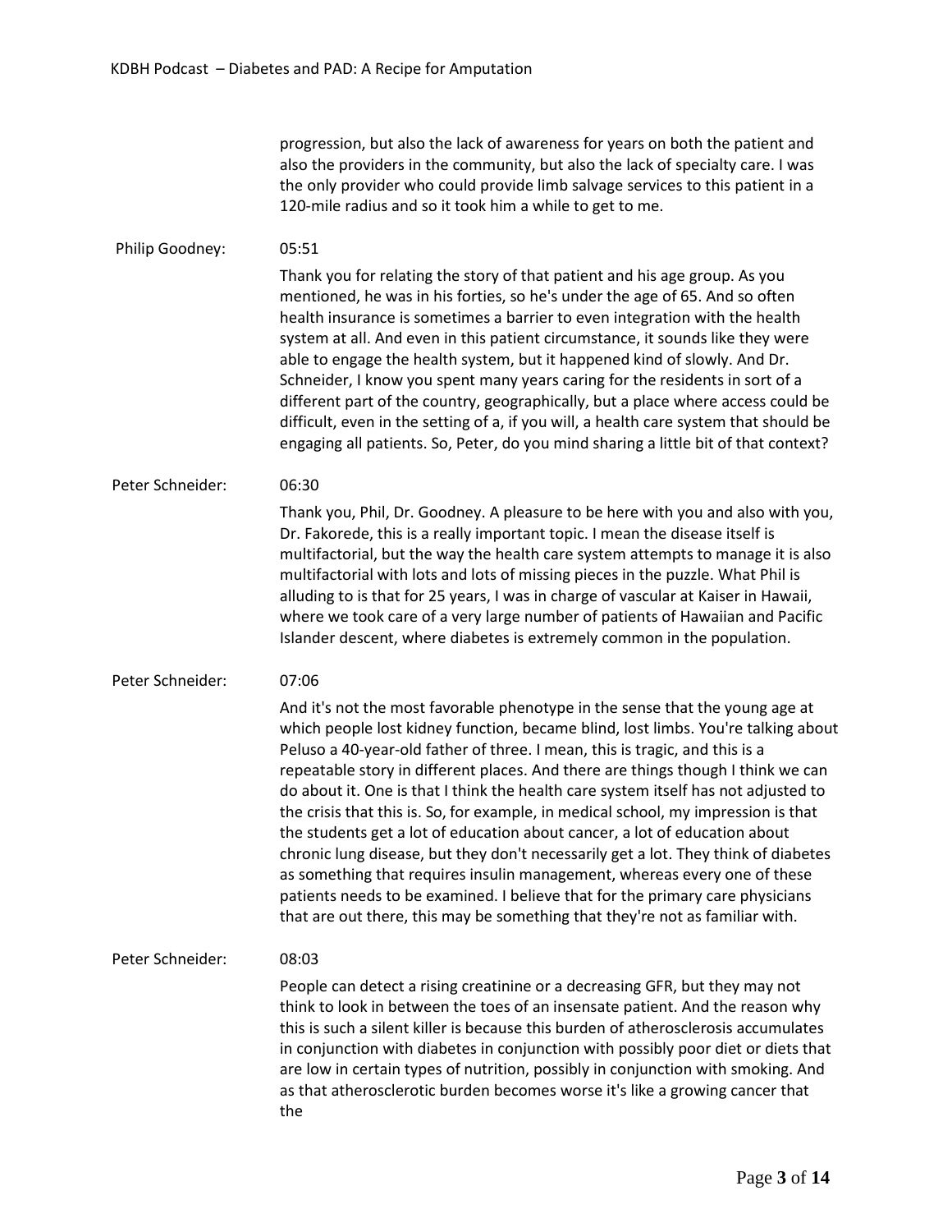progression, but also the lack of awareness for years on both the patient and also the providers in the community, but also the lack of specialty care. I was the only provider who could provide limb salvage services to this patient in a 120-mile radius and so it took him a while to get to me.

**Philip Goodney:** 05:51

Thank you for relating the story of that patient and his age group. As you mentioned, he was in his forties, so he's under the age of 65. And so often health insurance is sometimes a barrier to even integration with the health system at all. And even in this patient circumstance, it sounds like they were able to engage the health system, but it happened kind of slowly. And Dr. Schneider, I know you spent many years caring for the residents in sort of a different part of the country, geographically, but a place where access could be difficult, even in the setting of a, if you will, a health care system that should be engaging all patients. So, Peter, do you mind sharing a little bit of that context?

**Peter Schneider:** 06:30

Thank you, Phil, Dr. Goodney. A pleasure to be here with you and also with you, Dr. Fakorede, this is a really important topic. I mean the disease itself is multifactorial, but the way the health care system attempts to manage it is also multifactorial with lots and lots of missing pieces in the puzzle. What Phil is alluding to is that for 25 years, I was in charge of vascular at Kaiser in Hawaii, where we took care of a very large number of patients of Hawaiian and Pacific Islander descent, where diabetes is extremely common in the population.

**Peter Schneider:** 07:06

And it's not the most favorable phenotype in the sense that the young age at which people lost kidney function, became blind, lost limbs. You're talking about Peluso a 40-year-old father of three. I mean, this is tragic, and this is a repeatable story in different places. And there are things though I think we can do about it. One is that I think the health care system itself has not adjusted to the crisis that this is. So, for example, in medical school, my impression is that the students get a lot of education about cancer, a lot of education about chronic lung disease, but they don't necessarily get a lot. They think of diabetes as something that requires insulin management, whereas every one of these patients needs to be examined. I believe that for the primary care physicians that are out there, this may be something that they're not as familiar with.

**Peter Schneider:** 08:03

People can detect a rising creatinine or a decreasing GFR, but they may not think to look in between the toes of an insensate patient. And the reason why this is such a silent killer is because this burden of atherosclerosis accumulates in conjunction with diabetes in conjunction with possibly poor diet or diets that are low in certain types of nutrition, possibly in conjunction with smoking. And as that atherosclerotic burden becomes worse it's like a growing cancer that the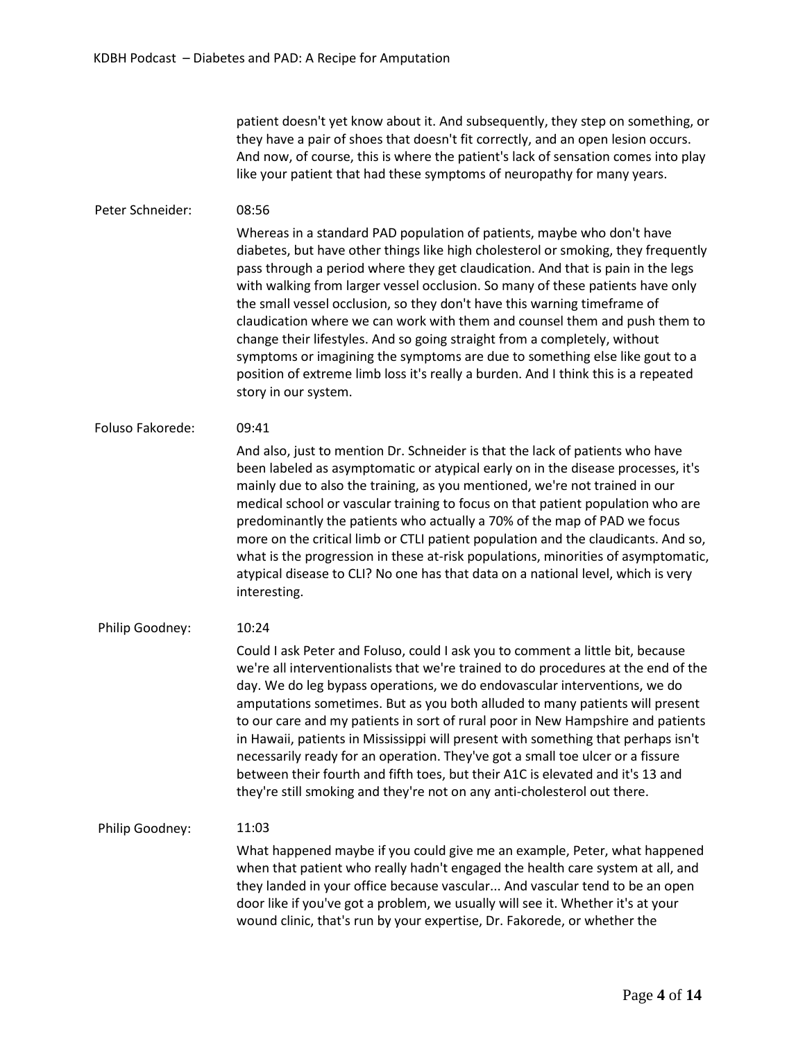patient doesn't yet know about it. And subsequently, they step on something, or they have a pair of shoes that doesn't fit correctly, and an open lesion occurs. And now, of course, this is where the patient's lack of sensation comes into play like your patient that had these symptoms of neuropathy for many years.

**Peter Schneider:** 08:56

Whereas in a standard PAD population of patients, maybe who don't have diabetes, but have other things like high cholesterol or smoking, they frequently pass through a period where they get claudication. And that is pain in the legs with walking from larger vessel occlusion. So many of these patients have only the small vessel occlusion, so they don't have this warning timeframe of claudication where we can work with them and counsel them and push them to change their lifestyles. And so going straight from a completely, without symptoms or imagining the symptoms are due to something else like gout to a position of extreme limb loss it's really a burden. And I think this is a repeated story in our system.

**Foluso Fakorede:** 09:41

And also, just to mention Dr. Schneider is that the lack of patients who have been labeled as asymptomatic or atypical early on in the disease processes, it's mainly due to also the training, as you mentioned, we're not trained in our medical school or vascular training to focus on that patient population who are predominantly the patients who actually a 70% of the map of PAD we focus more on the critical limb or CTLI patient population and the claudicants. And so, what is the progression in these at-risk populations, minorities of asymptomatic, atypical disease to CLI? No one has that data on a national level, which is very interesting.

**Philip Goodney:** 10:24

Could I ask Peter and Foluso, could I ask you to comment a little bit, because we're all interventionalists that we're trained to do procedures at the end of the day. We do leg bypass operations, we do endovascular interventions, we do amputations sometimes. But as you both alluded to many patients will present to our care and my patients in sort of rural poor in New Hampshire and patients in Hawaii, patients in Mississippi will present with something that perhaps isn't necessarily ready for an operation. They've got a small toe ulcer or a fissure between their fourth and fifth toes, but their A1C is elevated and it's 13 and they're still smoking and they're not on any anti-cholesterol out there.

**Philip Goodney:** 11:03

What happened maybe if you could give me an example, Peter, what happened when that patient who really hadn't engaged the health care system at all, and they landed in your office because vascular... And vascular tend to be an open door like if you've got a problem, we usually will see it. Whether it's at your wound clinic, that's run by your expertise, Dr. Fakorede, or whether the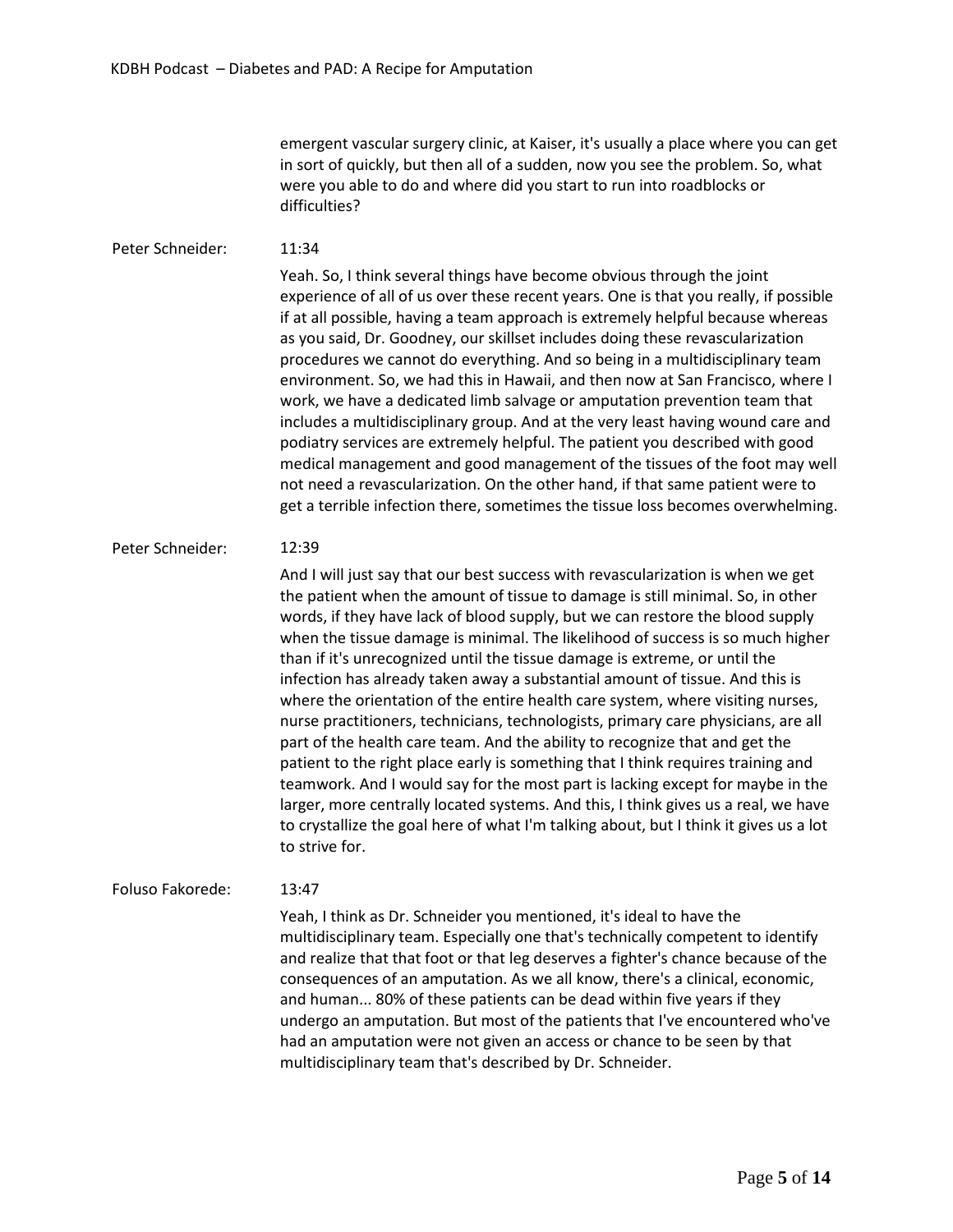emergent vascular surgery clinic, at Kaiser, it's usually a place where you can get in sort of quickly, but then all of a sudden, now you see the problem. So, what were you able to do and where did you start to run into roadblocks or difficulties?

Peter Schneider: 11:34

Yeah. So, I think several things have become obvious through the joint experience of all of us over these recent years. One is that you really, if possible if at all possible, having a team approach is extremely helpful because whereas as you said, Dr. Goodney, our skillset includes doing these revascularization procedures we cannot do everything. And so being in a multidisciplinary team environment. So, we had this in Hawaii, and then now at San Francisco, where I work, we have a dedicated limb salvage or amputation prevention team that includes a multidisciplinary group. And at the very least having wound care and podiatry services are extremely helpful. The patient you described with good medical management and good management of the tissues of the foot may well not need a revascularization. On the other hand, if that same patient were to get a terrible infection there, sometimes the tissue loss becomes overwhelming.

Peter Schneider: 12:39

And I will just say that our best success with revascularization is when we get the patient when the amount of tissue to damage is still minimal. So, in other words, if they have lack of blood supply, but we can restore the blood supply when the tissue damage is minimal. The likelihood of success is so much higher than if it's unrecognized until the tissue damage is extreme, or until the infection has already taken away a substantial amount of tissue. And this is where the orientation of the entire health care system, where visiting nurses, nurse practitioners, technicians, technologists, primary care physicians, are all part of the health care team. And the ability to recognize that and get the patient to the right place early is something that I think requires training and teamwork. And I would say for the most part is lacking except for maybe in the larger, more centrally located systems. And this, I think gives us a real, we have to crystallize the goal here of what I'm talking about, but I think it gives us a lot to strive for.

Foluso Fakorede: 13:47

Yeah, I think as Dr. Schneider you mentioned, it's ideal to have the multidisciplinary team. Especially one that's technically competent to identify and realize that that foot or that leg deserves a fighter's chance because of the consequences of an amputation. As we all know, there's a clinical, economic, and human... 80% of these patients can be dead within five years if they undergo an amputation. But most of the patients that I've encountered who've had an amputation were not given an access or chance to be seen by that multidisciplinary team that's described by Dr. Schneider.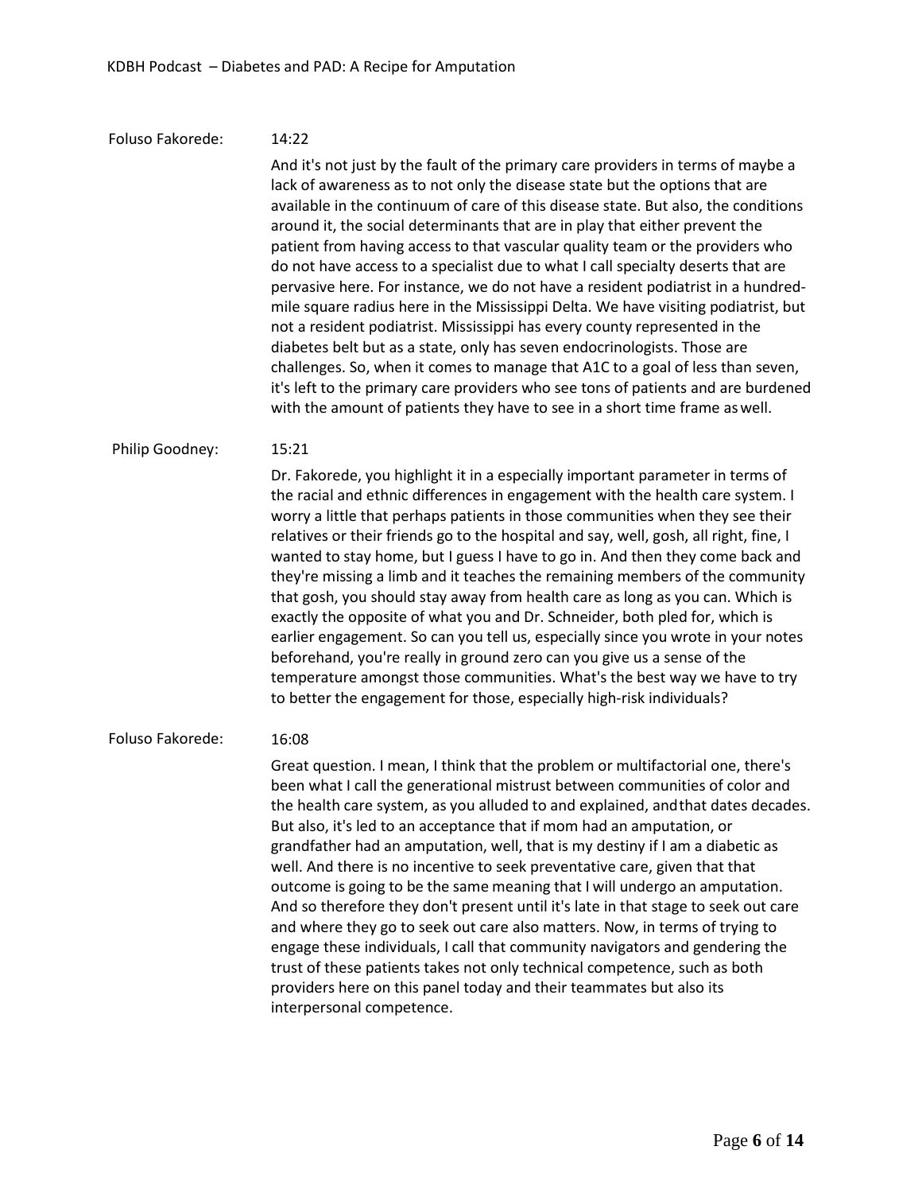Foluso Fakorede: 14:22

And it's not just by the fault of the primary care providers in terms of maybe a lack of awareness as to not only the disease state but the options that are available in the continuum of care of this disease state. But also, the conditions around it, the social determinants that are in play that either prevent the patient from having access to that vascular quality team or the providers who do not have access to a specialist due to what I call specialty deserts that are pervasive here. For instance, we do not have a resident podiatrist in a hundred-mile square radius here in the Mississippi Delta. We have visiting podiatrist, but not a resident podiatrist. Mississippi has every county represented in the diabetes belt but as a state, only has seven endocrinologists. Those are challenges. So, when it comes to manage that A1C to a goal of less than seven, it's left to the primary care providers who see tons of patients and are burdened with the amount of patients they have to see in a short time frame as well.

Philip Goodney: 15:21

Dr. Fakorede, you highlight it in a especially important parameter in terms of the racial and ethnic differences in engagement with the health care system. I worry a little that perhaps patients in those communities when they see their relatives or their friends go to the hospital and say, well, gosh, all right, fine, I wanted to stay home, but I guess I have to go in. And then they come back and they're missing a limb and it teaches the remaining members of the community that gosh, you should stay away from health care as long as you can. Which is exactly the opposite of what you and Dr. Schneider, both pled for, which is earlier engagement. So can you tell us, especially since you wrote in your notes beforehand, you're really in ground zero can you give us a sense of the temperature amongst those communities. What's the best way we have to try to better the engagement for those, especially high-risk individuals?

Foluso Fakorede: 16:08

Great question. I mean, I think that the problem or multifactorial one, there's been what I call the generational mistrust between communities of color and the health care system, as you alluded to and explained, and that dates decades. But also, it's led to an acceptance that if mom had an amputation, or grandfather had an amputation, well, that is my destiny if I am a diabetic as well. And there is no incentive to seek preventative care, given that that outcome is going to be the same meaning that I will undergo an amputation. And so therefore they don't present until it's late in that stage to seek out care and where they go to seek out care also matters. Now, in terms of trying to engage these individuals, I call that community navigators and gendering the trust of these patients takes not only technical competence, such as both providers here on this panel today and their teammates but also its interpersonal competence.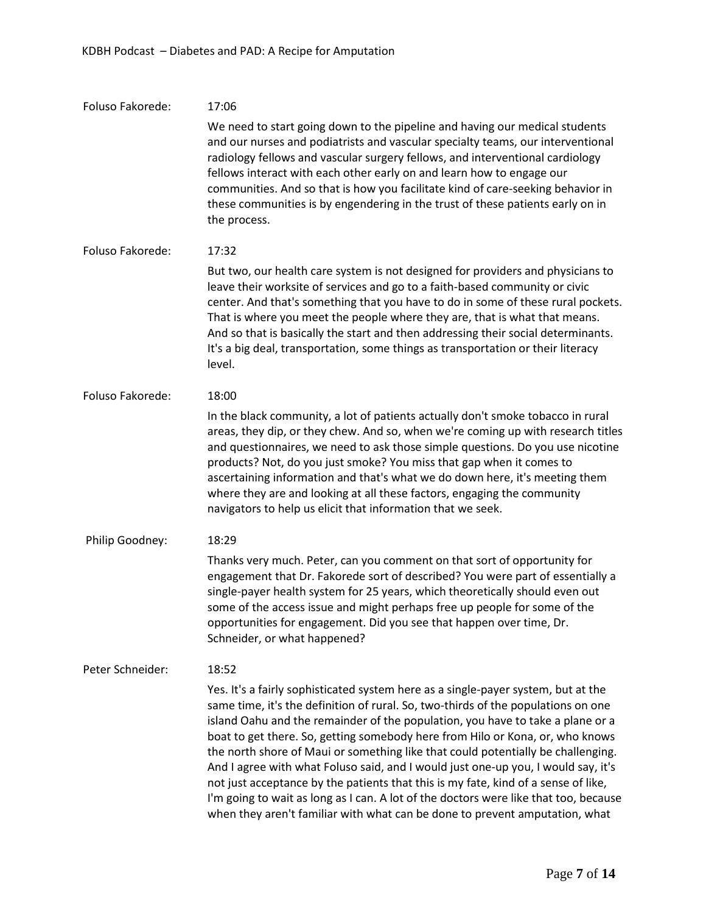Foluso Fakorede: 17:06

We need to start going down to the pipeline and having our medical students and our nurses and podiatrists and vascular specialty teams, our interventional radiology fellows and vascular surgery fellows, and interventional cardiology fellows interact with each other early on and learn how to engage our communities. And so that is how you facilitate kind of care-seeking behavior in these communities is by engendering in the trust of these patients early on in the process.

Foluso Fakorede: 17:32

But two, our health care system is not designed for providers and physicians to leave their worksite of services and go to a faith-based community or civic center. And that's something that you have to do in some of these rural pockets. That is where you meet the people where they are, that is what that means. And so that is basically the start and then addressing their social determinants. It's a big deal, transportation, some things as transportation or their literacy level.

Foluso Fakorede: 18:00

In the black community, a lot of patients actually don't smoke tobacco in rural areas, they dip, or they chew. And so, when we're coming up with research titles and questionnaires, we need to ask those simple questions. Do you use nicotine products? Not, do you just smoke? You miss that gap when it comes to ascertaining information and that's what we do down here, it's meeting them where they are and looking at all these factors, engaging the community navigators to help us elicit that information that we seek.

Philip Goodney: 18:29

Thanks very much. Peter, can you comment on that sort of opportunity for engagement that Dr. Fakorede sort of described? You were part of essentially a single-payer health system for 25 years, which theoretically should even out some of the access issue and might perhaps free up people for some of the opportunities for engagement. Did you see that happen over time, Dr. Schneider, or what happened?

Peter Schneider: 18:52

Yes. It's a fairly sophisticated system here as a single-payer system, but at the same time, it's the definition of rural. So, two-thirds of the populations on one island Oahu and the remainder of the population, you have to take a plane or a boat to get there. So, getting somebody here from Hilo or Kona, or, who knows the north shore of Maui or something like that could potentially be challenging. And I agree with what Foluso said, and I would just one-up you, I would say, it's not just acceptance by the patients that this is my fate, kind of a sense of like, I'm going to wait as long as I can. A lot of the doctors were like that too, because when they aren't familiar with what can be done to prevent amputation, what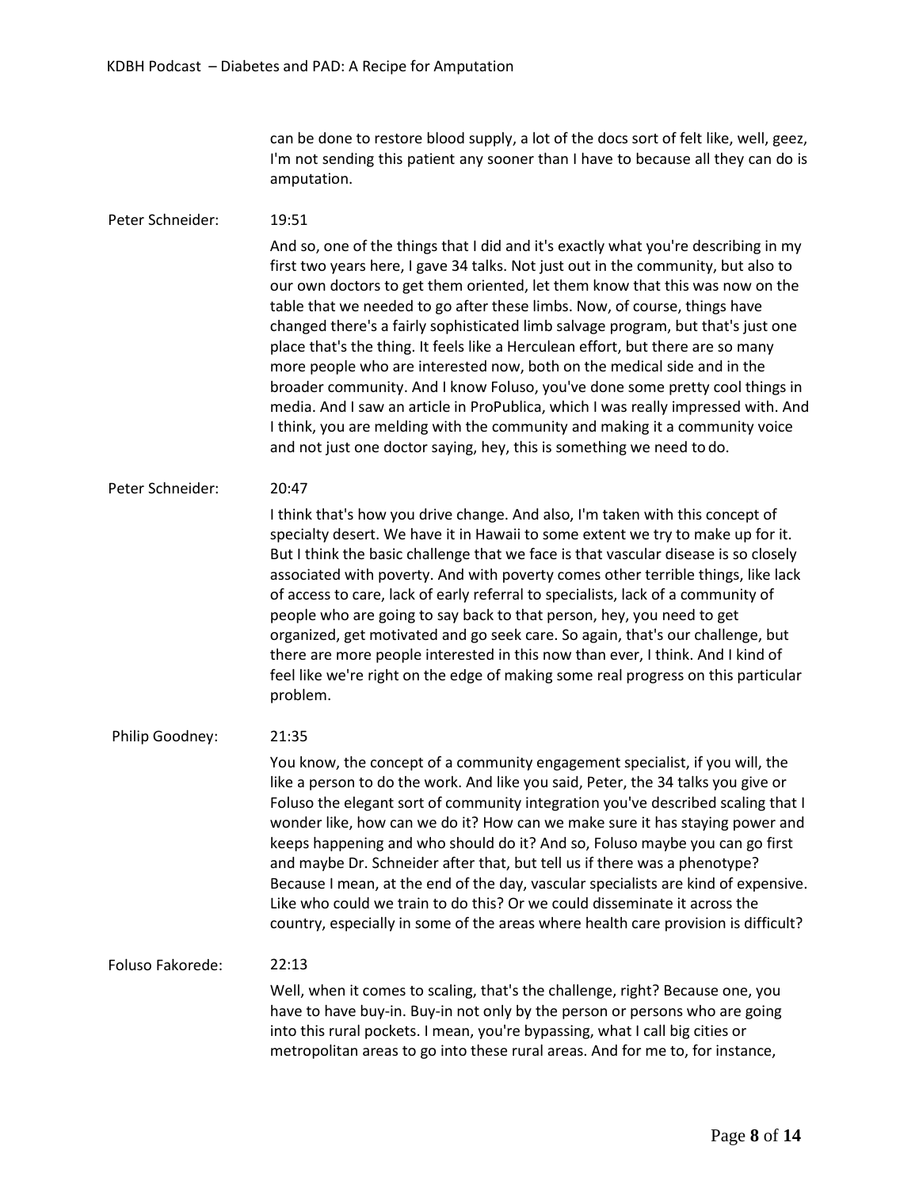can be done to restore blood supply, a lot of the docs sort of felt like, well, geez, I'm not sending this patient any sooner than I have to because all they can do is amputation.

Peter Schneider: 19:51

And so, one of the things that I did and it's exactly what you're describing in my first two years here, I gave 34 talks. Not just out in the community, but also to our own doctors to get them oriented, let them know that this was now on the table that we needed to go after these limbs. Now, of course, things have changed there's a fairly sophisticated limb salvage program, but that's just one place that's the thing. It feels like a Herculean effort, but there are so many more people who are interested now, both on the medical side and in the broader community. And I know Foluso, you've done some pretty cool things in media. And I saw an article in ProPublica, which I was really impressed with. And I think, you are melding with the community and making it a community voice and not just one doctor saying, hey, this is something we need to do.

Peter Schneider: 20:47

I think that's how you drive change. And also, I'm taken with this concept of specialty desert. We have it in Hawaii to some extent we try to make up for it. But I think the basic challenge that we face is that vascular disease is so closely associated with poverty. And with poverty comes other terrible things, like lack of access to care, lack of early referral to specialists, lack of a community of people who are going to say back to that person, hey, you need to get organized, get motivated and go seek care. So again, that's our challenge, but there are more people interested in this now than ever, I think. And I kind of feel like we're right on the edge of making some real progress on this particular problem.

Philip Goodney: 21:35

You know, the concept of a community engagement specialist, if you will, the like a person to do the work. And like you said, Peter, the 34 talks you give or Foluso the elegant sort of community integration you've described scaling that I wonder like, how can we do it? How can we make sure it has staying power and keeps happening and who should do it? And so, Foluso maybe you can go first and maybe Dr. Schneider after that, but tell us if there was a phenotype? Because I mean, at the end of the day, vascular specialists are kind of expensive. Like who could we train to do this? Or we could disseminate it across the country, especially in some of the areas where health care provision is difficult?

Foluso Fakorede: 22:13

Well, when it comes to scaling, that's the challenge, right? Because one, you have to have buy-in. Buy-in not only by the person or persons who are going into this rural pockets. I mean, you're bypassing, what I call big cities or metropolitan areas to go into these rural areas. And for me to, for instance,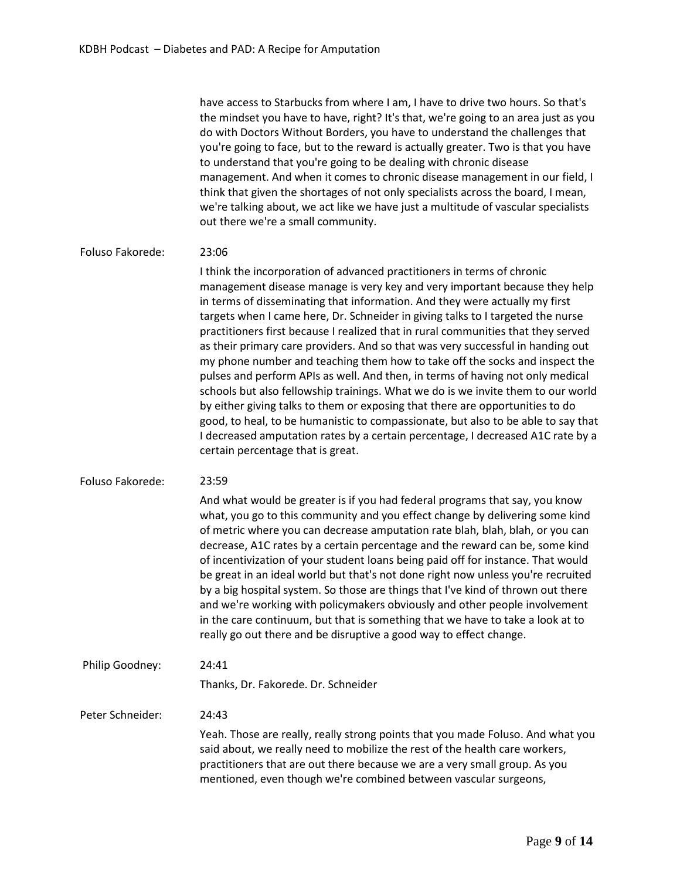have access to Starbucks from where I am, I have to drive two hours. So that's the mindset you have to have, right? It's that, we're going to an area just as you do with Doctors Without Borders, you have to understand the challenges that you're going to face, but to the reward is actually greater. Two is that you have to understand that you're going to be dealing with chronic disease management. And when it comes to chronic disease management in our field, I think that given the shortages of not only specialists across the board, I mean, we're talking about, we act like we have just a multitude of vascular specialists out there we're a small community.

**Foluso Fakorede:** 23:06

I think the incorporation of advanced practitioners in terms of chronic management disease manage is very key and very important because they help in terms of disseminating that information. And they were actually my first targets when I came here, Dr. Schneider in giving talks to I targeted the nurse practitioners first because I realized that in rural communities that they served as their primary care providers. And so that was very successful in handing out my phone number and teaching them how to take off the socks and inspect the pulses and perform APIs as well. And then, in terms of having not only medical schools but also fellowship trainings. What we do is we invite them to our world by either giving talks to them or exposing that there are opportunities to do good, to heal, to be humanistic to compassionate, but also to be able to say that I decreased amputation rates by a certain percentage, I decreased A1C rate by a certain percentage that is great.

**Foluso Fakorede:** 23:59

And what would be greater is if you had federal programs that say, you know what, you go to this community and you effect change by delivering some kind of metric where you can decrease amputation rate blah, blah, blah, or you can decrease, A1C rates by a certain percentage and the reward can be, some kind of incentivization of your student loans being paid off for instance. That would be great in an ideal world but that's not done right now unless you're recruited by a big hospital system. So those are things that I've kind of thrown out there and we're working with policymakers obviously and other people involvement in the care continuum, but that is something that we have to take a look at to really go out there and be disruptive a good way to effect change.

**Philip Goodney:** 24:41

Thanks, Dr. Fakorede. Dr. Schneider

**Peter Schneider:** 24:43

Yeah. Those are really, really strong points that you made Foluso. And what you said about, we really need to mobilize the rest of the health care workers, practitioners that are out there because we are a very small group. As you mentioned, even though we're combined between vascular surgeons,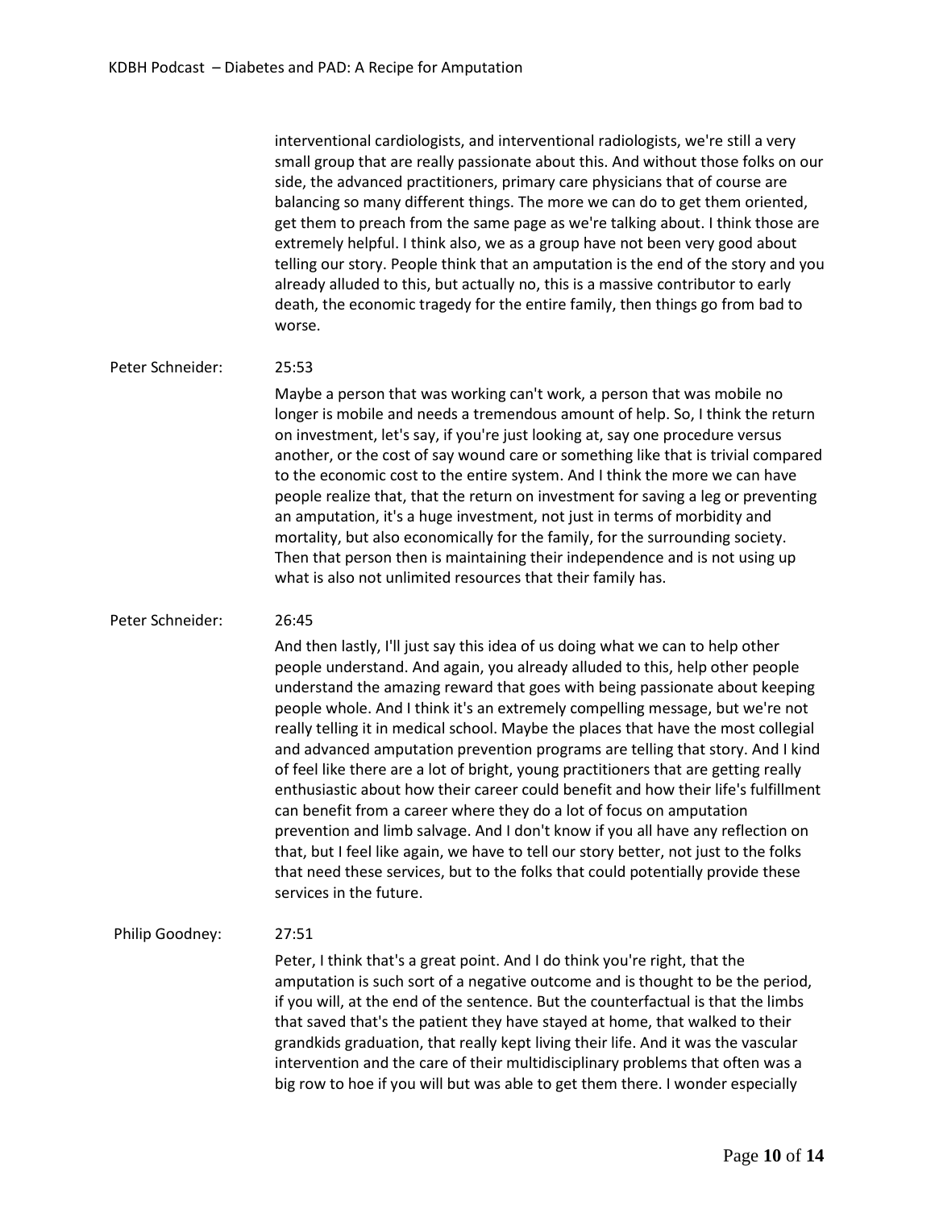interventional cardiologists, and interventional radiologists, we're still a very small group that are really passionate about this. And without those folks on our side, the advanced practitioners, primary care physicians that of course are balancing so many different things. The more we can do to get them oriented, get them to preach from the same page as we're talking about. I think those are extremely helpful. I think also, we as a group have not been very good about telling our story. People think that an amputation is the end of the story and you already alluded to this, but actually no, this is a massive contributor to early death, the economic tragedy for the entire family, then things go from bad to worse.

Peter Schneider: 25:53

Maybe a person that was working can't work, a person that was mobile no longer is mobile and needs a tremendous amount of help. So, I think the return on investment, let's say, if you're just looking at, say one procedure versus another, or the cost of say wound care or something like that is trivial compared to the economic cost to the entire system. And I think the more we can have people realize that, that the return on investment for saving a leg or preventing an amputation, it's a huge investment, not just in terms of morbidity and mortality, but also economically for the family, for the surrounding society. Then that person then is maintaining their independence and is not using up what is also not unlimited resources that their family has.

Peter Schneider: 26:45

And then lastly, I'll just say this idea of us doing what we can to help other people understand. And again, you already alluded to this, help other people understand the amazing reward that goes with being passionate about keeping people whole. And I think it's an extremely compelling message, but we're not really telling it in medical school. Maybe the places that have the most collegial and advanced amputation prevention programs are telling that story. And I kind of feel like there are a lot of bright, young practitioners that are getting really enthusiastic about how their career could benefit and how their life's fulfillment can benefit from a career where they do a lot of focus on amputation prevention and limb salvage. And I don't know if you all have any reflection on that, but I feel like again, we have to tell our story better, not just to the folks that need these services, but to the folks that could potentially provide these services in the future.

Philip Goodney: 27:51

Peter, I think that's a great point. And I do think you're right, that the amputation is such sort of a negative outcome and is thought to be the period, if you will, at the end of the sentence. But the counterfactual is that the limbs that saved that's the patient they have stayed at home, that walked to their grandkids graduation, that really kept living their life. And it was the vascular intervention and the care of their multidisciplinary problems that often was a big row to hoe if you will but was able to get them there. I wonder especially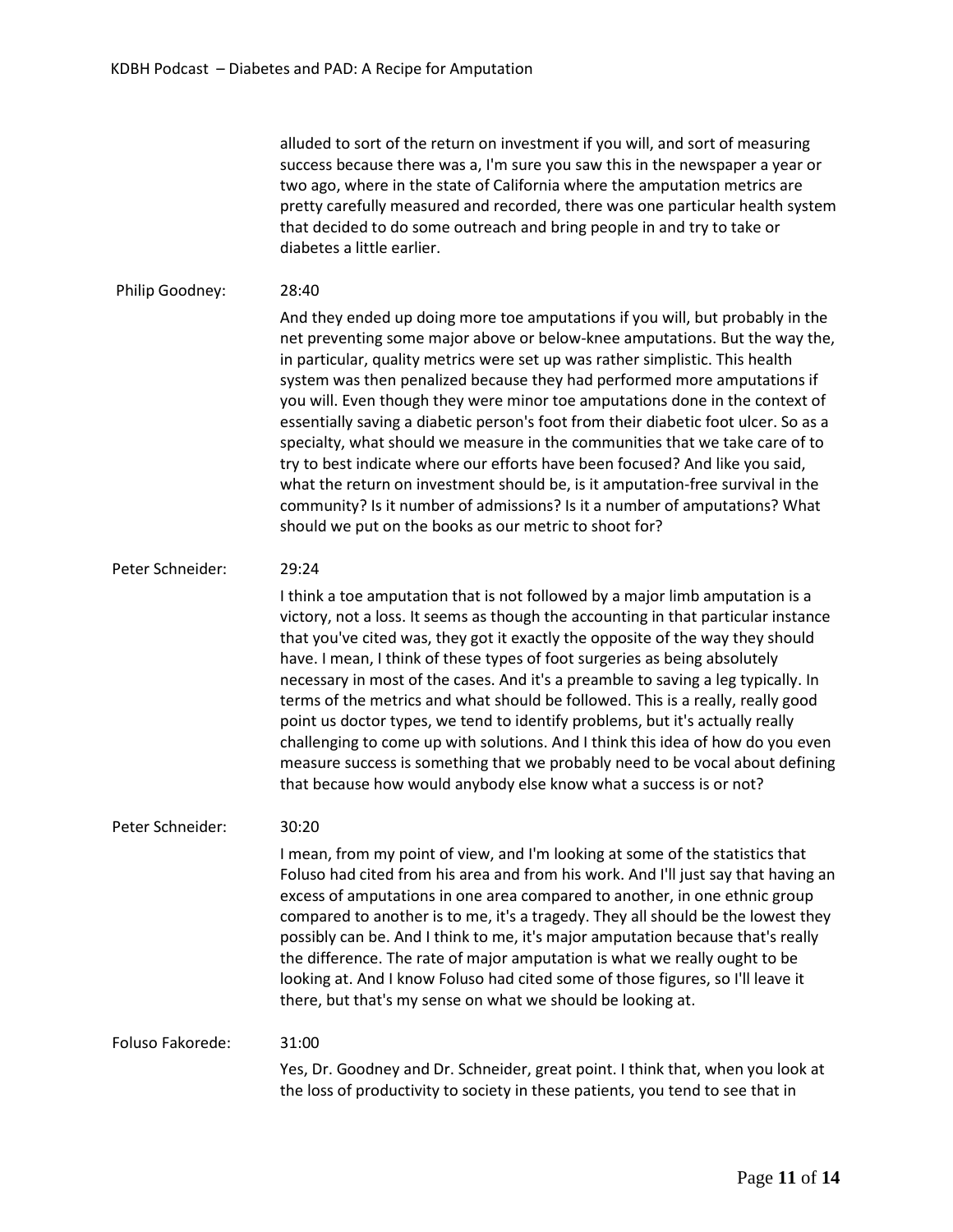alluded to sort of the return on investment if you will, and sort of measuring success because there was a, I'm sure you saw this in the newspaper a year or two ago, where in the state of California where the amputation metrics are pretty carefully measured and recorded, there was one particular health system that decided to do some outreach and bring people in and try to take or diabetes a little earlier.

Philip Goodney: 28:40

And they ended up doing more toe amputations if you will, but probably in the net preventing some major above or below-knee amputations. But the way the, in particular, quality metrics were set up was rather simplistic. This health system was then penalized because they had performed more amputations if you will. Even though they were minor toe amputations done in the context of essentially saving a diabetic person's foot from their diabetic foot ulcer. So as a specialty, what should we measure in the communities that we take care of to try to best indicate where our efforts have been focused? And like you said, what the return on investment should be, is it amputation-free survival in the community? Is it number of admissions? Is it a number of amputations? What should we put on the books as our metric to shoot for?

Peter Schneider: 29:24

I think a toe amputation that is not followed by a major limb amputation is a victory, not a loss. It seems as though the accounting in that particular instance that you've cited was, they got it exactly the opposite of the way they should have. I mean, I think of these types of foot surgeries as being absolutely necessary in most of the cases. And it's a preamble to saving a leg typically. In terms of the metrics and what should be followed. This is a really, really good point us doctor types, we tend to identify problems, but it's actually really challenging to come up with solutions. And I think this idea of how do you even measure success is something that we probably need to be vocal about defining that because how would anybody else know what a success is or not?

Peter Schneider: 30:20

I mean, from my point of view, and I'm looking at some of the statistics that Foluso had cited from his area and from his work. And I'll just say that having an excess of amputations in one area compared to another, in one ethnic group compared to another is to me, it's a tragedy. They all should be the lowest they possibly can be. And I think to me, it's major amputation because that's really the difference. The rate of major amputation is what we really ought to be looking at. And I know Foluso had cited some of those figures, so I'll leave it there, but that's my sense on what we should be looking at.

Foluso Fakorede: 31:00

Yes, Dr. Goodney and Dr. Schneider, great point. I think that, when you look at the loss of productivity to society in these patients, you tend to see that in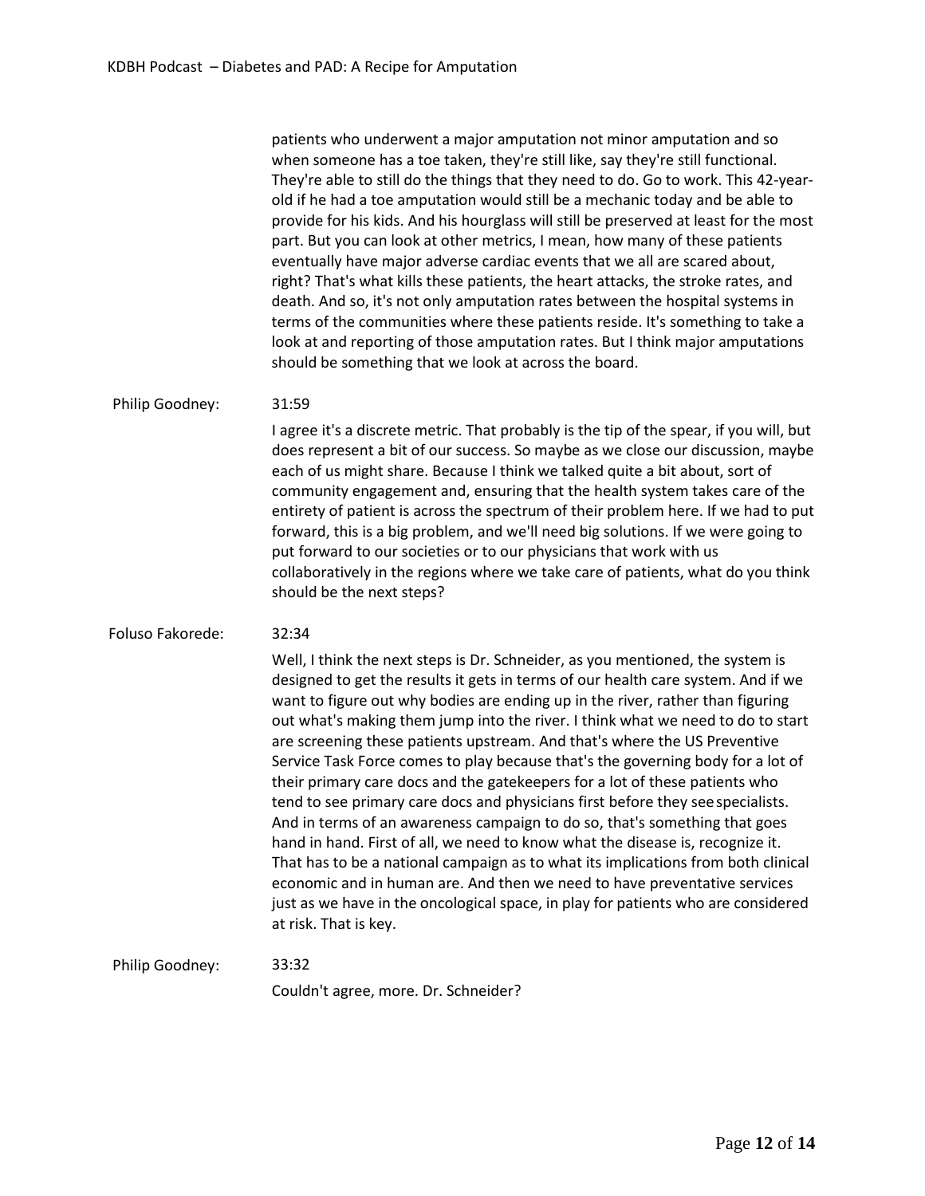patients who underwent a major amputation not minor amputation and so when someone has a toe taken, they're still like, say they're still functional. They're able to still do the things that they need to do. Go to work. This 42-year-old if he had a toe amputation would still be a mechanic today and be able to provide for his kids. And his hourglass will still be preserved at least for the most part. But you can look at other metrics, I mean, how many of these patients eventually have major adverse cardiac events that we all are scared about, right? That's what kills these patients, the heart attacks, the stroke rates, and death. And so, it's not only amputation rates between the hospital systems in terms of the communities where these patients reside. It's something to take a look at and reporting of those amputation rates. But I think major amputations should be something that we look at across the board.

**Philip Goodney:** 31:59

I agree it's a discrete metric. That probably is the tip of the spear, if you will, but does represent a bit of our success. So maybe as we close our discussion, maybe each of us might share. Because I think we talked quite a bit about, sort of community engagement and, ensuring that the health system takes care of the entirety of patient is across the spectrum of their problem here. If we had to put forward, this is a big problem, and we'll need big solutions. If we were going to put forward to our societies or to our physicians that work with us collaboratively in the regions where we take care of patients, what do you think should be the next steps?

**Foluso Fakorede:** 32:34

Well, I think the next steps is Dr. Schneider, as you mentioned, the system is designed to get the results it gets in terms of our health care system. And if we want to figure out why bodies are ending up in the river, rather than figuring out what's making them jump into the river. I think what we need to do to start are screening these patients upstream. And that's where the US Preventive Service Task Force comes to play because that's the governing body for a lot of their primary care docs and the gatekeepers for a lot of these patients who tend to see primary care docs and physicians first before they see specialists. And in terms of an awareness campaign to do so, that's something that goes hand in hand. First of all, we need to know what the disease is, recognize it. That has to be a national campaign as to what its implications from both clinical economic and in human are. And then we need to have preventative services just as we have in the oncological space, in play for patients who are considered at risk. That is key.

**Philip Goodney:** 33:32

Couldn't agree, more. Dr. Schneider?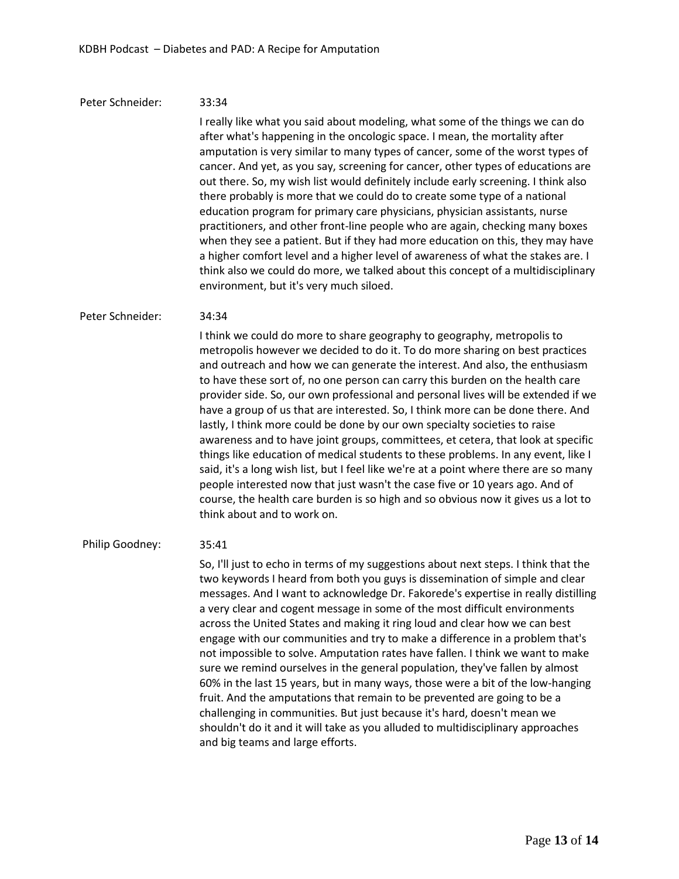Peter Schneider: 33:34

I really like what you said about modeling, what some of the things we can do after what's happening in the oncologic space. I mean, the mortality after amputation is very similar to many types of cancer, some of the worst types of cancer. And yet, as you say, screening for cancer, other types of educations are out there. So, my wish list would definitely include early screening. I think also there probably is more that we could do to create some type of a national education program for primary care physicians, physician assistants, nurse practitioners, and other front-line people who are again, checking many boxes when they see a patient. But if they had more education on this, they may have a higher comfort level and a higher level of awareness of what the stakes are. I think also we could do more, we talked about this concept of a multidisciplinary environment, but it's very much siloed.

Peter Schneider: 34:34

I think we could do more to share geography to geography, metropolis to metropolis however we decided to do it. To do more sharing on best practices and outreach and how we can generate the interest. And also, the enthusiasm to have these sort of, no one person can carry this burden on the health care provider side. So, our own professional and personal lives will be extended if we have a group of us that are interested. So, I think more can be done there. And lastly, I think more could be done by our own specialty societies to raise awareness and to have joint groups, committees, et cetera, that look at specific things like education of medical students to these problems. In any event, like I said, it's a long wish list, but I feel like we're at a point where there are so many people interested now that just wasn't the case five or 10 years ago. And of course, the health care burden is so high and so obvious now it gives us a lot to think about and to work on.

Philip Goodney: 35:41

So, I'll just to echo in terms of my suggestions about next steps. I think that the two keywords I heard from both you guys is dissemination of simple and clear messages. And I want to acknowledge Dr. Fakorede's expertise in really distilling a very clear and cogent message in some of the most difficult environments across the United States and making it ring loud and clear how we can best engage with our communities and try to make a difference in a problem that's not impossible to solve. Amputation rates have fallen. I think we want to make sure we remind ourselves in the general population, they've fallen by almost 60% in the last 15 years, but in many ways, those were a bit of the low-hanging fruit. And the amputations that remain to be prevented are going to be a challenging in communities. But just because it's hard, doesn't mean we shouldn't do it and it will take as you alluded to multidisciplinary approaches and big teams and large efforts.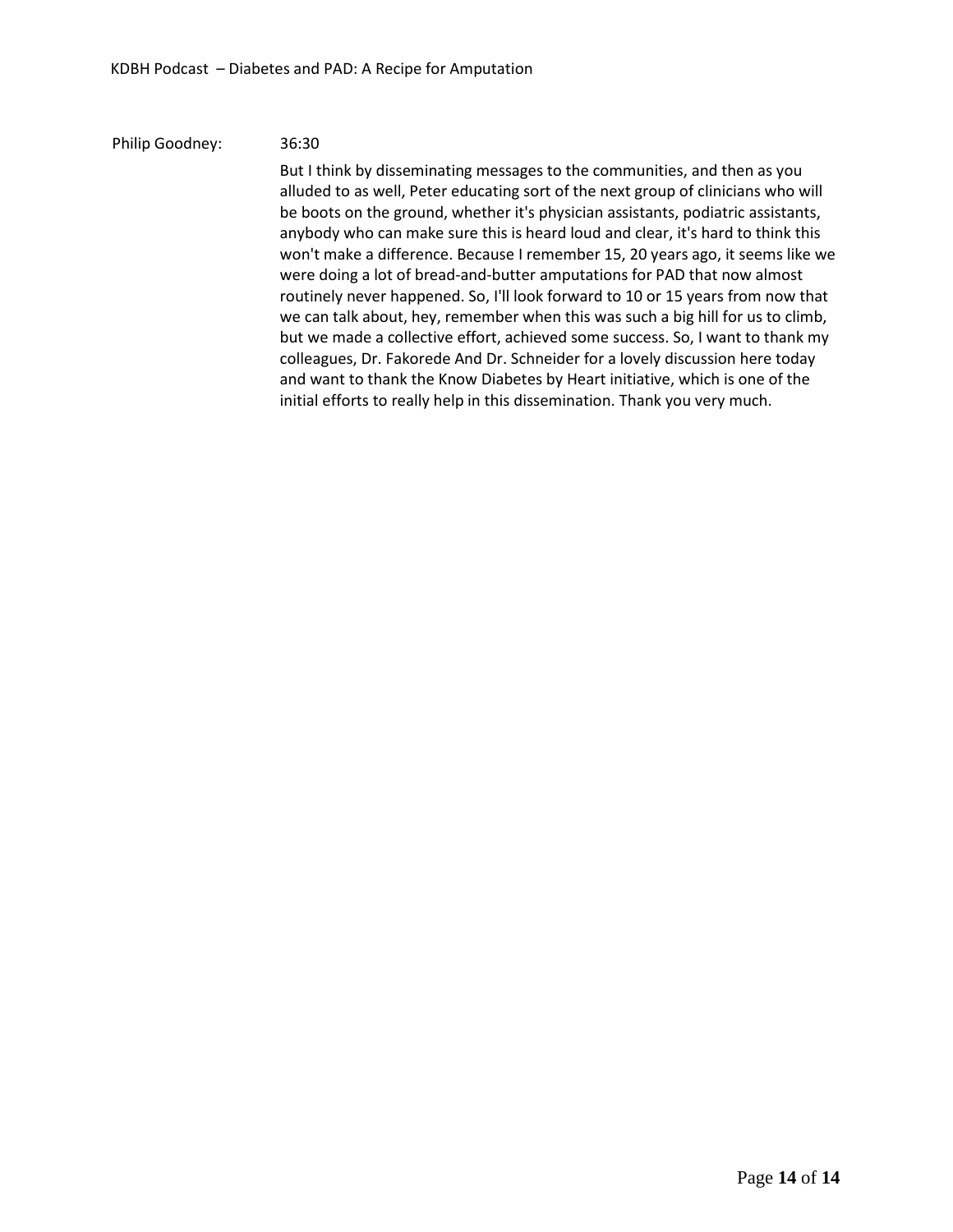Philip Goodney: 36:30

But I think by disseminating messages to the communities, and then as you alluded to as well, Peter educating sort of the next group of clinicians who will be boots on the ground, whether it's physician assistants, podiatric assistants, anybody who can make sure this is heard loud and clear, it's hard to think this won't make a difference. Because I remember 15, 20 years ago, it seems like we were doing a lot of bread-and-butter amputations for PAD that now almost routinely never happened. So, I'll look forward to 10 or 15 years from now that we can talk about, hey, remember when this was such a big hill for us to climb, but we made a collective effort, achieved some success. So, I want to thank my colleagues, Dr. Fakorede And Dr. Schneider for a lovely discussion here today and want to thank the Know Diabetes by Heart initiative, which is one of the initial efforts to really help in this dissemination. Thank you very much.